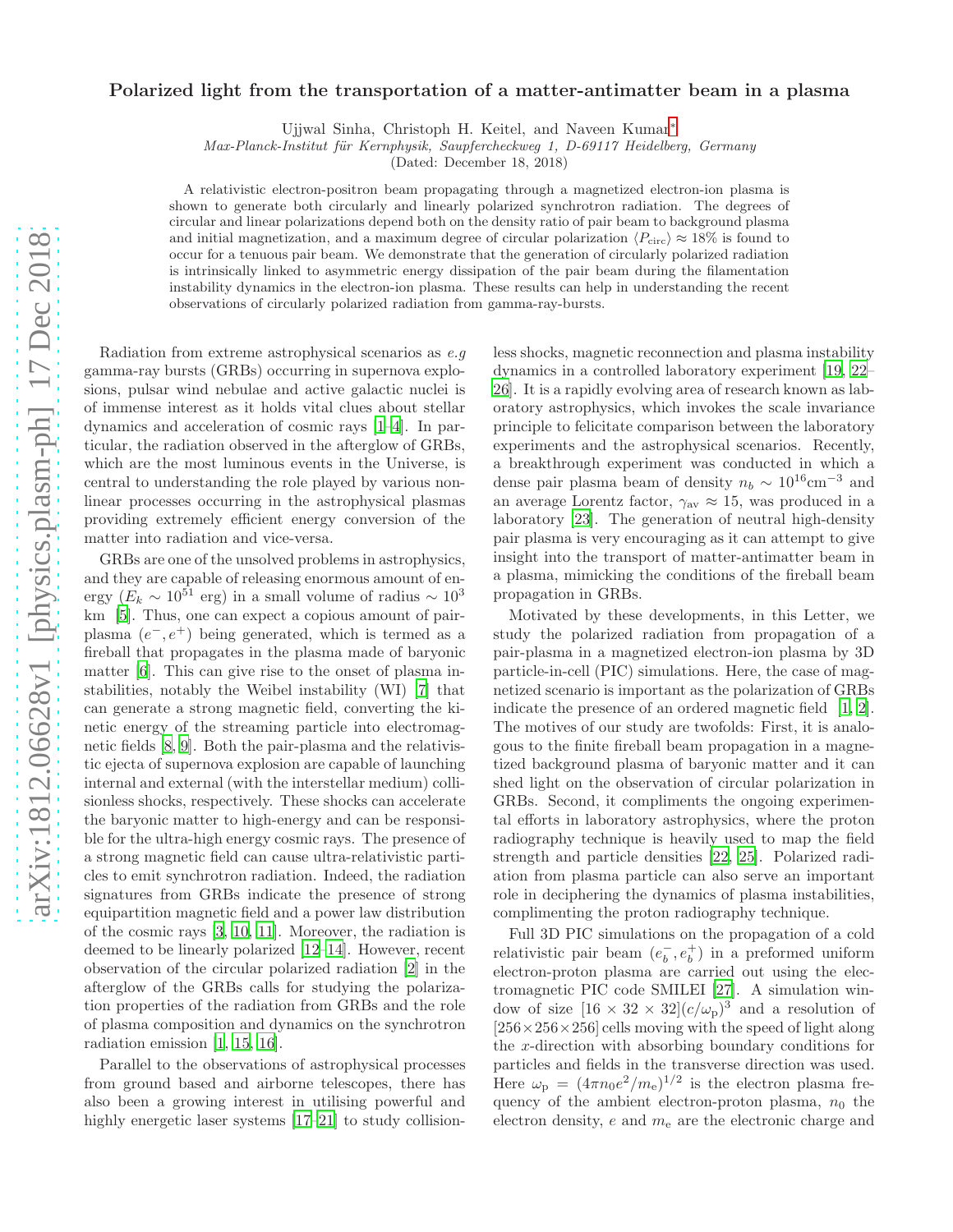# Polarized light from the transportation of a matter-antimatter beam in a plasma

Ujjwal Sinha, Christoph H. Keitel, and Naveen Kumar*

*Max-Planck-Institut für Kernphysik, Saupfercheckweg 1, D-69117 Heidelberg, Germany*

(Dated: December 18, 2018)

A relativistic electron-positron beam propagating through a magnetized electron-ion plasma is shown to generate both circularly and linearly polarized synchrotron radiation. The degrees of circular and linear polarizations depend both on the density ratio of pair beam to background plasma and initial magnetization, and a maximum degree of circular polarization $\langle P_{\rm circ}\rangle \approx 18\%$ is found to occur for a tenuous pair beam. We demonstrate that the generation of circularly polarized radiation is intrinsically linked to asymmetric energy dissipation of the pair beam during the filamentation instability dynamics in the electron-ion plasma. These results can help in understanding the recent observations of circularly polarized radiation from gamma-ray-bursts.

Radiation from extreme astrophysical scenarios as *e.g* gamma-ray bursts (GRBs) occurring in supernova explosions, pulsar wind nebulae and active galactic nuclei is of immense interest as it holds vital clues about stellar dynamics and acceleration of cosmic rays [1–4]. In particular, the radiation observed in the afterglow of GRBs, which are the most luminous events in the Universe, is central to understanding the role played by various nonlinear processes occurring in the astrophysical plasmas providing extremely efficient energy conversion of the matter into radiation and vice-versa.

GRBs are one of the unsolved problems in astrophysics, and they are capable of releasing enormous amount of energy ($E_k \sim 10^{51}$ erg) in a small volume of radius $\sim 10^3$ km [5]. Thus, one can expect a copious amount of pair-plasma ($e^-, e^+$) being generated, which is termed as a fireball that propagates in the plasma made of baryonic matter [6]. This can give rise to the onset of plasma instabilities, notably the Weibel instability (WI) [7] that can generate a strong magnetic field, converting the kinetic energy of the streaming particle into electromagnetic fields [8, 9]. Both the pair-plasma and the relativistic ejecta of supernova explosion are capable of launching internal and external (with the interstellar medium) collisionless shocks, respectively. These shocks can accelerate the baryonic matter to high-energy and can be responsible for the ultra-high energy cosmic rays. The presence of a strong magnetic field can cause ultra-relativistic particles to emit synchrotron radiation. Indeed, the radiation signatures from GRBs indicate the presence of strong equipartition magnetic field and a power law distribution of the cosmic rays [3, 10, 11]. Moreover, the radiation is deemed to be linearly polarized [12–14]. However, recent observation of the circular polarized radiation [2] in the afterglow of the GRBs calls for studying the polarization properties of the radiation from GRBs and the role of plasma composition and dynamics on the synchrotron radiation emission [1, 15, 16].

Parallel to the observations of astrophysical processes from ground based and airborne telescopes, there has also been a growing interest in utilising powerful and highly energetic laser systems [17–21] to study collisionless shocks, magnetic reconnection and plasma instability dynamics in a controlled laboratory experiment [19, 22–26]. It is a rapidly evolving area of research known as laboratory astrophysics, which invokes the scale invariance principle to felicitate comparison between the laboratory experiments and the astrophysical scenarios. Recently, a breakthrough experiment was conducted in which a dense pair plasma beam of density $n_b \sim 10^{16}\mathrm{cm}^{-3}$ and an average Lorentz factor, $\gamma_{\rm av} \approx 15$, was produced in a laboratory [23]. The generation of neutral high-density pair plasma is very encouraging as it can attempt to give insight into the transport of matter-antimatter beam in a plasma, mimicking the conditions of the fireball beam propagation in GRBs.

Motivated by these developments, in this Letter, we study the polarized radiation from propagation of a pair-plasma in a magnetized electron-ion plasma by 3D particle-in-cell (PIC) simulations. Here, the case of magnetized scenario is important as the polarization of GRBs indicate the presence of an ordered magnetic field [1, 2]. The motives of our study are twofolds: First, it is analogous to the finite fireball beam propagation in a magnetized background plasma of baryonic matter and it can shed light on the observation of circular polarization in GRBs. Second, it compliments the ongoing experimental efforts in laboratory astrophysics, where the proton radiography technique is heavily used to map the field strength and particle densities [22, 25]. Polarized radiation from plasma particle can also serve an important role in deciphering the dynamics of plasma instabilities, complimenting the proton radiography technique.

Full 3D PIC simulations on the propagation of a cold relativistic pair beam ($e_b^-, e_b^+$) in a preformed uniform electron-proton plasma are carried out using the electromagnetic PIC code SMILEI [27]. A simulation window of size $[16 \times 32 \times 32](c/\omega_{\rm p})^3$ and a resolution of $[256\times256\times256]$ cells moving with the speed of light along the $x$-direction with absorbing boundary conditions for particles and fields in the transverse direction was used. Here $\omega_{\rm p} = (4\pi n_0 e^2/m_{\rm e})^{1/2}$ is the electron plasma frequency of the ambient electron-proton plasma, $n_0$ the electron density, $e$ and $m_{\rm e}$ are the electronic charge and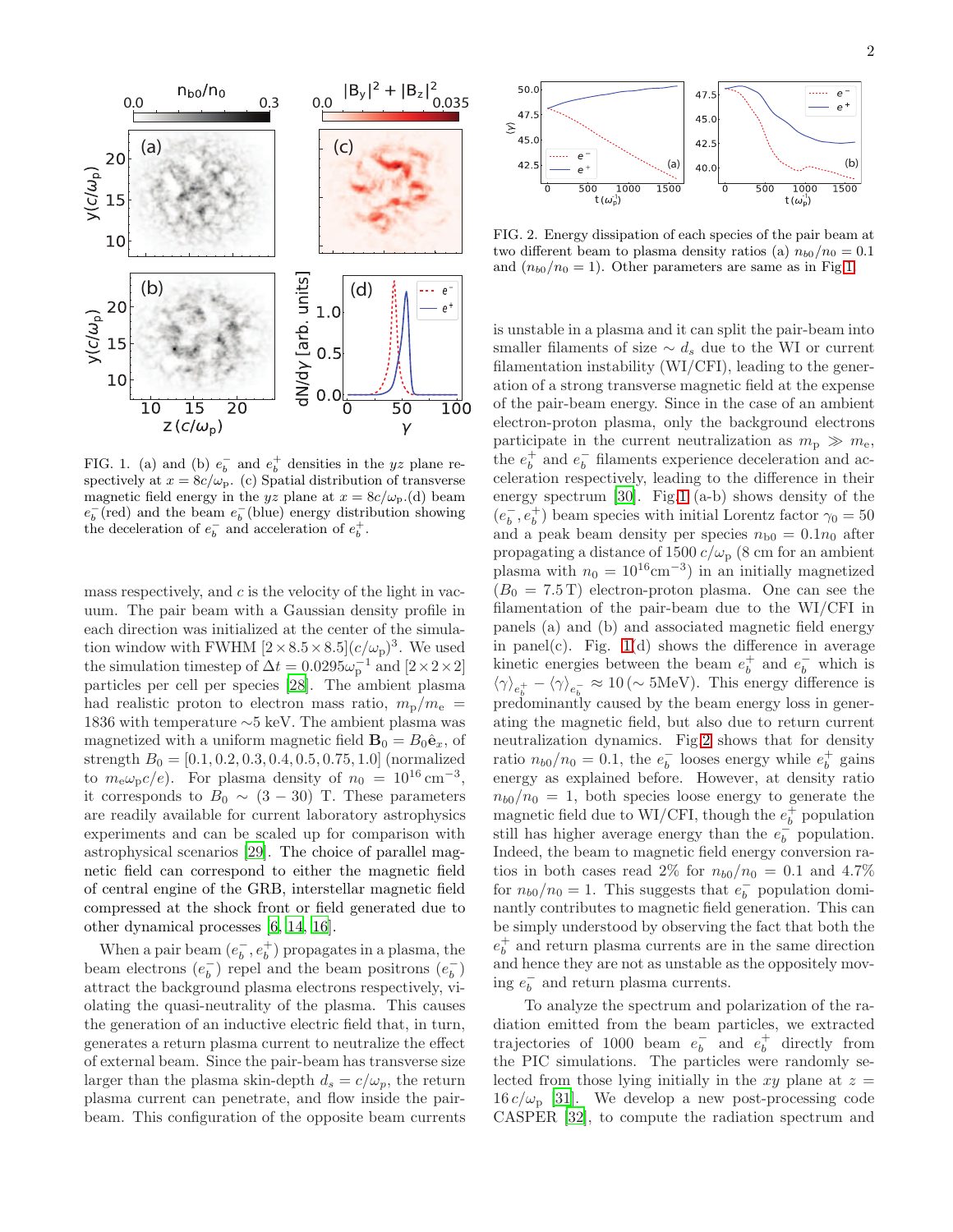FIG. 1. (a) and (b) $e_b^-$ and $e_b^+$ densities in the $yz$ plane respectively at $x = 8c/\omega_\mathrm{p}$. (c) Spatial distribution of transverse magnetic field energy in the $yz$ plane at $x = 8c/\omega_\mathrm{p}$.(d) beam $e_b^-$(red) and the beam $e_b^-$(blue) energy distribution showing the deceleration of $e_b^-$ and acceleration of $e_b^+$.

mass respectively, and $c$ is the velocity of the light in vacuum. The pair beam with a Gaussian density profile in each direction was initialized at the center of the simulation window with FWHM $[2\times 8.5\times 8.5](c/\omega_\mathrm{p})^3$. We used the simulation timestep of $\Delta t = 0.0295\omega_\mathrm{p}^{-1}$ and $[2\times 2\times 2]$ particles per cell per species [28]. The ambient plasma had realistic proton to electron mass ratio, $m_\mathrm{p}/m_\mathrm{e} = 1836$ with temperature ∼5 keV. The ambient plasma was magnetized with a uniform magnetic field $\mathbf{B}_0 = B_0\hat{\mathbf{e}}_x$, of strength $B_0 = [0.1, 0.2, 0.3, 0.4, 0.5, 0.75, 1.0]$ (normalized to $m_\mathrm{e}\omega_\mathrm{p}c/e$). For plasma density of $n_0 = 10^{16}\,\mathrm{cm}^{-3}$, it corresponds to $B_0 \sim (3-30)$ T. These parameters are readily available for current laboratory astrophysics experiments and can be scaled up for comparison with astrophysical scenarios [29]. The choice of parallel magnetic field can correspond to either the magnetic field of central engine of the GRB, interstellar magnetic field compressed at the shock front or field generated due to other dynamical processes [6, 14, 16].

When a pair beam $(e_b^-, e_b^+)$ propagates in a plasma, the beam electrons $(e_b^-)$ repel and the beam positrons $(e_b^-)$ attract the background plasma electrons respectively, violating the quasi-neutrality of the plasma. This causes the generation of an inductive electric field that, in turn, generates a return plasma current to neutralize the effect of external beam. Since the pair-beam has transverse size larger than the plasma skin-depth $d_s = c/\omega_p$, the return plasma current can penetrate, and flow inside the pair-beam. This configuration of the opposite beam currents is unstable in a plasma and it can split the pair-beam into smaller filaments of size $\sim d_s$ due to the WI or current filamentation instability (WI/CFI), leading to the generation of a strong transverse magnetic field at the expense of the pair-beam energy. Since in the case of an ambient electron-proton plasma, only the background electrons participate in the current neutralization as $m_\mathrm{p} \gg m_\mathrm{e}$, the $e_b^+$ and $e_b^-$ filaments experience deceleration and acceleration respectively, leading to the difference in their energy spectrum [30]. Fig.1 (a-b) shows density of the $(e_b^-, e_b^+)$ beam species with initial Lorentz factor $\gamma_0 = 50$ and a peak beam density per species $n_{b0} = 0.1n_0$ after propagating a distance of 1500 $c/\omega_\mathrm{p}$ (8 cm for an ambient plasma with $n_0 = 10^{16}\mathrm{cm}^{-3}$) in an initially magnetized ($B_0 = 7.5\,\mathrm{T}$) electron-proton plasma. One can see the filamentation of the pair-beam due to the WI/CFI in panels (a) and (b) and associated magnetic field energy in panel(c). Fig. 1(d) shows the difference in average kinetic energies between the beam $e_b^+$ and $e_b^-$ which is $\langle\gamma\rangle_{e_b^+} - \langle\gamma\rangle_{e_b^-} \approx 10\,(\sim 5\mathrm{MeV})$. This energy difference is predominantly caused by the beam energy loss in generating the magnetic field, but also due to return current neutralization dynamics. Fig.2 shows that for density ratio $n_{b0}/n_0 = 0.1$, the $e_b^-$ looses energy while $e_b^+$ gains energy as explained before. However, at density ratio $n_{b0}/n_0 = 1$, both species loose energy to generate the magnetic field due to WI/CFI, though the $e_b^+$ population still has higher average energy than the $e_b^-$ population. Indeed, the beam to magnetic field energy conversion ratios in both cases read 2% for $n_{b0}/n_0 = 0.1$ and 4.7% for $n_{b0}/n_0 = 1$. This suggests that $e_b^-$ population dominantly contributes to magnetic field generation. This can be simply understood by observing the fact that both the $e_b^+$ and return plasma currents are in the same direction and hence they are not as unstable as the oppositely moving $e_b^-$ and return plasma currents.

FIG. 2. Energy dissipation of each species of the pair beam at two different beam to plasma density ratios (a) $n_{b0}/n_0 = 0.1$ and ($n_{b0}/n_0 = 1$). Other parameters are same as in Fig.1

To analyze the spectrum and polarization of the radiation emitted from the beam particles, we extracted trajectories of 1000 beam $e_b^-$ and $e_b^+$ directly from the PIC simulations. The particles were randomly selected from those lying initially in the $xy$ plane at $z = 16\,c/\omega_\mathrm{p}$ [31]. We develop a new post-processing code CASPER [32], to compute the radiation spectrum and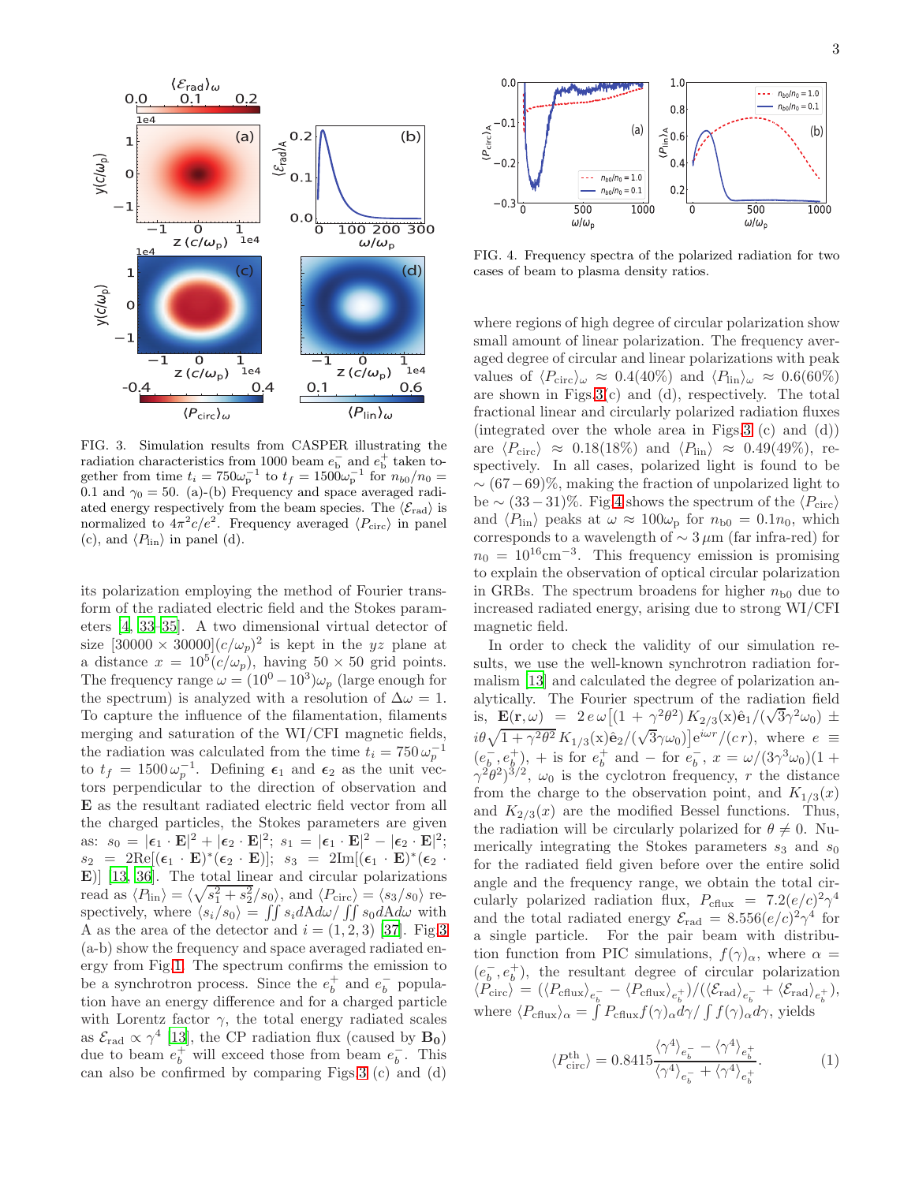FIG. 3. Simulation results from CASPER illustrating the radiation characteristics from 1000 beam $e_b^-$ and $e_b^+$ taken together from time $t_i = 750\omega_p^{-1}$ to $t_f = 1500\omega_p^{-1}$ for $n_{b0}/n_0 = 0.1$ and $\gamma_0 = 50$. (a)-(b) Frequency and space averaged radiated energy respectively from the beam species. The $\langle \mathcal{E}_{rad} \rangle$ is normalized to $4\pi^2 c/e^2$. Frequency averaged $\langle P_{circ} \rangle$ in panel (c), and $\langle P_{lin} \rangle$ in panel (d).

its polarization employing the method of Fourier transform of the radiated electric field and the Stokes parameters [4, 33–35]. A two dimensional virtual detector of size $[30000 \times 30000](c/\omega_p)^2$ is kept in the $yz$ plane at a distance $x = 10^5(c/\omega_p)$, having $50 \times 50$ grid points. The frequency range $\omega = (10^0 - 10^3)\omega_p$ (large enough for the spectrum) is analyzed with a resolution of $\Delta\omega = 1$. To capture the influence of the filamentation, filaments merging and saturation of the WI/CFI magnetic fields, the radiation was calculated from the time $t_i = 750\,\omega_p^{-1}$ to $t_f = 1500\,\omega_p^{-1}$. Defining $\boldsymbol{\epsilon}_1$ and $\boldsymbol{\epsilon}_2$ as the unit vectors perpendicular to the direction of observation and $\mathbf{E}$ as the resultant radiated electric field vector from all the charged particles, the Stokes parameters are given as: $s_0 = |\boldsymbol{\epsilon}_1 \cdot \mathbf{E}|^2 + |\boldsymbol{\epsilon}_2 \cdot \mathbf{E}|^2$; $s_1 = |\boldsymbol{\epsilon}_1 \cdot \mathbf{E}|^2 - |\boldsymbol{\epsilon}_2 \cdot \mathbf{E}|^2$; $s_2 = 2\mathrm{Re}[(\boldsymbol{\epsilon}_1 \cdot \mathbf{E})^*(\boldsymbol{\epsilon}_2 \cdot \mathbf{E})]$; $s_3 = 2\mathrm{Im}[(\boldsymbol{\epsilon}_1 \cdot \mathbf{E})^*(\boldsymbol{\epsilon}_2 \cdot \mathbf{E})]$ [13, 36]. The total linear and circular polarizations read as $\langle P_{lin} \rangle = \langle \sqrt{s_1^2 + s_2^2}/s_0 \rangle$, and $\langle P_{circ} \rangle = \langle s_3/s_0 \rangle$ respectively, where $\langle s_i/s_0 \rangle = \iint s_i dA d\omega / \iint s_0 dA d\omega$ with A as the area of the detector and $i = (1, 2, 3)$ [37]. Fig.3 (a-b) show the frequency and space averaged radiated energy from Fig.1. The spectrum confirms the emission to be a synchrotron process. Since the $e_b^+$ and $e_b^-$ population have an energy difference and for a charged particle with Lorentz factor $\gamma$, the total energy radiated scales as $\mathcal{E}_{rad} \propto \gamma^4$ [13], the CP radiation flux (caused by $\mathbf{B}_0$) due to beam $e_b^+$ will exceed those from beam $e_b^-$. This can also be confirmed by comparing Figs.3 (c) and (d) where regions of high degree of circular polarization show small amount of linear polarization. The frequency averaged degree of circular and linear polarizations with peak values of $\langle P_{circ} \rangle_\omega \approx 0.4(40\%)$ and $\langle P_{lin} \rangle_\omega \approx 0.6(60\%)$ are shown in Figs.3(c) and (d), respectively. The total fractional linear and circularly polarized radiation fluxes (integrated over the whole area in Figs.3 (c) and (d)) are $\langle P_{circ} \rangle \approx 0.18(18\%)$ and $\langle P_{lin} \rangle \approx 0.49(49\%)$, respectively. In all cases, polarized light is found to be $\sim (67-69)\%$, making the fraction of unpolarized light to be $\sim (33-31)\%$. Fig.4 shows the spectrum of the $\langle P_{circ} \rangle$ and $\langle P_{lin} \rangle$ peaks at $\omega \approx 100\omega_p$ for $n_{b0} = 0.1n_0$, which corresponds to a wavelength of $\sim 3\,\mu$m (far infra-red) for $n_0 = 10^{16}$cm$^{-3}$. This frequency emission is promising to explain the observation of optical circular polarization in GRBs. The spectrum broadens for higher $n_{b0}$ due to increased radiated energy, arising due to strong WI/CFI magnetic field.

FIG. 4. Frequency spectra of the polarized radiation for two cases of beam to plasma density ratios.

In order to check the validity of our simulation results, we use the well-known synchrotron radiation formalism [13] and calculated the degree of polarization analytically. The Fourier spectrum of the radiation field is, $\mathbf{E}(\mathbf{r}, \omega) = 2\,e\,\omega\big[(1 + \gamma^2\theta^2)\,K_{2/3}(\mathrm{x})\hat{\mathbf{e}}_1/(\sqrt{3}\gamma^2\omega_0) \pm i\theta\sqrt{1+\gamma^2\theta^2}\,K_{1/3}(\mathrm{x})\hat{\mathbf{e}}_2/(\sqrt{3}\gamma\omega_0)\big]\mathrm{e}^{i\omega r}/(c\,r)$, where $e \equiv (e_b^-, e_b^+)$, $+$ is for $e_b^+$ and $-$ for $e_b^-$, $x = \omega/(3\gamma^3\omega_0)(1 + \gamma^2\theta^2)^{3/2}$, $\omega_0$ is the cyclotron frequency, $r$ the distance from the charge to the observation point, and $K_{1/3}(x)$ and $K_{2/3}(x)$ are the modified Bessel functions. Thus, the radiation will be circularly polarized for $\theta \neq 0$. Numerically integrating the Stokes parameters $s_3$ and $s_0$ for the radiated field given before over the entire solid angle and the frequency range, we obtain the total circularly polarized radiation flux, $P_{cflux} = 7.2(e/c)^2\gamma^4$ and the total radiated energy $\mathcal{E}_{rad} = 8.556(e/c)^2\gamma^4$ for a single particle. For the pair beam with distribution function from PIC simulations, $f(\gamma)_\alpha$, where $\alpha = (e_b^-, e_b^+)$, the resultant degree of circular polarization $\langle P_{circ} \rangle = (\langle P_{cflux} \rangle_{e_b^-} - \langle P_{cflux} \rangle_{e_b^+})/(\langle \mathcal{E}_{rad} \rangle_{e_b^-} + \langle \mathcal{E}_{rad} \rangle_{e_b^+})$, where $\langle P_{cflux} \rangle_\alpha = \int P_{cflux} f(\gamma)_\alpha d\gamma / \int f(\gamma)_\alpha d\gamma$, yields

$$\langle P_{circ}^{th} \rangle = 0.8415 \frac{\langle \gamma^4 \rangle_{e_b^-} - \langle \gamma^4 \rangle_{e_b^+}}{\langle \gamma^4 \rangle_{e_b^-} + \langle \gamma^4 \rangle_{e_b^+}}. \tag{1}$$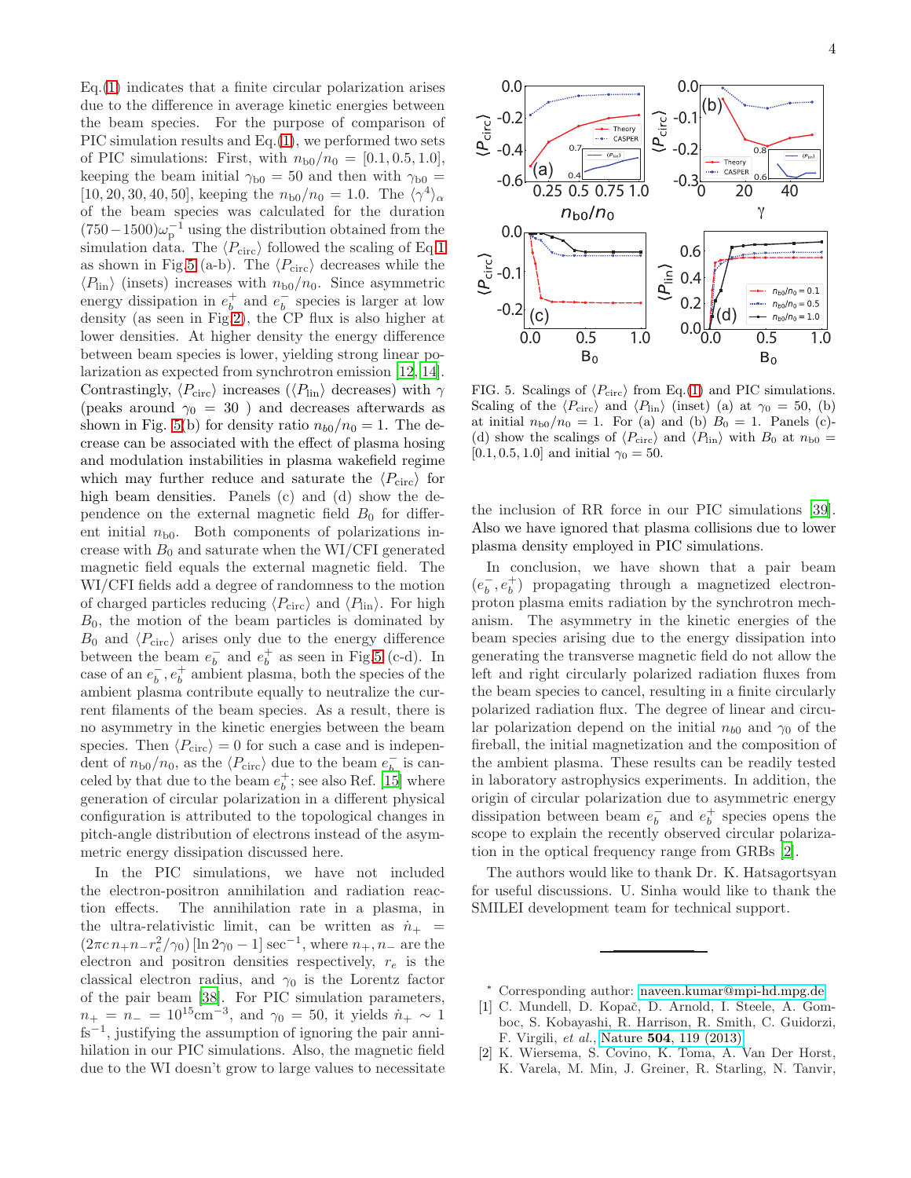Eq.(1) indicates that a finite circular polarization arises due to the difference in average kinetic energies between the beam species. For the purpose of comparison of PIC simulation results and Eq.(1), we performed two sets of PIC simulations: First, with $n_{b0}/n_0 = [0.1, 0.5, 1.0]$, keeping the beam initial $\gamma_{b0} = 50$ and then with $\gamma_{b0} = [10, 20, 30, 40, 50]$, keeping the $n_{b0}/n_0 = 1.0$. The $\langle\gamma^4\rangle_\alpha$ of the beam species was calculated for the duration $(750-1500)\omega_p^{-1}$ using the distribution obtained from the simulation data. The $\langle P_{\rm circ}\rangle$ followed the scaling of Eq.1 as shown in Fig.5 (a-b). The $\langle P_{\rm circ}\rangle$ decreases while the $\langle P_{\rm lin}\rangle$ (insets) increases with $n_{b0}/n_0$. Since asymmetric energy dissipation in $e_b^+$ and $e_b^-$ species is larger at low density (as seen in Fig2), the CP flux is also higher at lower densities. At higher density the energy difference between beam species is lower, yielding strong linear polarization as expected from synchrotron emission [12, 14]. Contrastingly, $\langle P_{\rm circ}\rangle$ increases ($\langle P_{\rm lin}\rangle$ decreases) with $\gamma$ (peaks around $\gamma_0 = 30$ ) and decreases afterwards as shown in Fig. 5(b) for density ratio $n_{b0}/n_0 = 1$. The decrease can be associated with the effect of plasma hosing and modulation instabilities in plasma wakefield regime which may further reduce and saturate the $\langle P_{\rm circ}\rangle$ for high beam densities. Panels (c) and (d) show the dependence on the external magnetic field $B_0$ for different initial $n_{b0}$. Both components of polarizations increase with $B_0$ and saturate when the WI/CFI generated magnetic field equals the external magnetic field. The WI/CFI fields add a degree of randomness to the motion of charged particles reducing $\langle P_{\rm circ}\rangle$ and $\langle P_{\rm lin}\rangle$. For high $B_0$, the motion of the beam particles is dominated by $B_0$ and $\langle P_{\rm circ}\rangle$ arises only due to the energy difference between the beam $e_b^-$ and $e_b^+$ as seen in Fig.5 (c-d). In case of an $e_b^-, e_b^+$ ambient plasma, both the species of the ambient plasma contribute equally to neutralize the current filaments of the beam species. As a result, there is no asymmetry in the kinetic energies between the beam species. Then $\langle P_{\rm circ}\rangle = 0$ for such a case and is independent of $n_{b0}/n_0$, as the $\langle P_{\rm circ}\rangle$ due to the beam $e_b^-$ is canceled by that due to the beam $e_b^+$; see also Ref. [15] where generation of circular polarization in a different physical configuration is attributed to the topological changes in pitch-angle distribution of electrons instead of the asymmetric energy dissipation discussed here.

In the PIC simulations, we have not included the electron-positron annihilation and radiation reaction effects. The annihilation rate in a plasma, in the ultra-relativistic limit, can be written as $\dot{n}_+ = (2\pi c\, n_+ n_- r_e^2/\gamma_0)\,[\ln 2\gamma_0 - 1]\ {\rm sec}^{-1}$, where $n_+, n_-$ are the electron and positron densities respectively, $r_e$ is the classical electron radius, and $\gamma_0$ is the Lorentz factor of the pair beam [38]. For PIC simulation parameters, $n_+ = n_- = 10^{15}{\rm cm}^{-3}$, and $\gamma_0 = 50$, it yields $\dot{n}_+ \sim 1$ ${\rm fs}^{-1}$, justifying the assumption of ignoring the pair annihilation in our PIC simulations. Also, the magnetic field due to the WI doesn't grow to large values to necessitate the inclusion of RR force in our PIC simulations [39]. Also we have ignored that plasma collisions due to lower plasma density employed in PIC simulations.

FIG. 5. Scalings of $\langle P_{\rm circ}\rangle$ from Eq.(1) and PIC simulations. Scaling of the $\langle P_{\rm circ}\rangle$ and $\langle P_{\rm lin}\rangle$ (inset) (a) at $\gamma_0 = 50$, (b) at initial $n_{b0}/n_0 = 1$. For (a) and (b) $B_0 = 1$. Panels (c)-(d) show the scalings of $\langle P_{\rm circ}\rangle$ and $\langle P_{\rm lin}\rangle$ with $B_0$ at $n_{b0} = [0.1, 0.5, 1.0]$ and initial $\gamma_0 = 50$.

In conclusion, we have shown that a pair beam $(e_b^-, e_b^+)$ propagating through a magnetized electron-proton plasma emits radiation by the synchrotron mechanism. The asymmetry in the kinetic energies of the beam species arising due to the energy dissipation into generating the transverse magnetic field do not allow the left and right circularly polarized radiation fluxes from the beam species to cancel, resulting in a finite circularly polarized radiation flux. The degree of linear and circular polarization depend on the initial $n_{b0}$ and $\gamma_0$ of the fireball, the initial magnetization and the composition of the ambient plasma. These results can be readily tested in laboratory astrophysics experiments. In addition, the origin of circular polarization due to asymmetric energy dissipation between beam $e_b^-$ and $e_b^+$ species opens the scope to explain the recently observed circular polarization in the optical frequency range from GRBs [2].

The authors would like to thank Dr. K. Hatsagortsyan for useful discussions. U. Sinha would like to thank the SMILEI development team for technical support.

---

* Corresponding author: naveen.kumar@mpi-hd.mpg.de

[1] C. Mundell, D. Kopač, D. Arnold, I. Steele, A. Gomboc, S. Kobayashi, R. Harrison, R. Smith, C. Guidorzi, F. Virgili, *et al.*, Nature **504**, 119 (2013).

[2] K. Wiersema, S. Covino, K. Toma, A. Van Der Horst, K. Varela, M. Min, J. Greiner, R. Starling, N. Tanvir,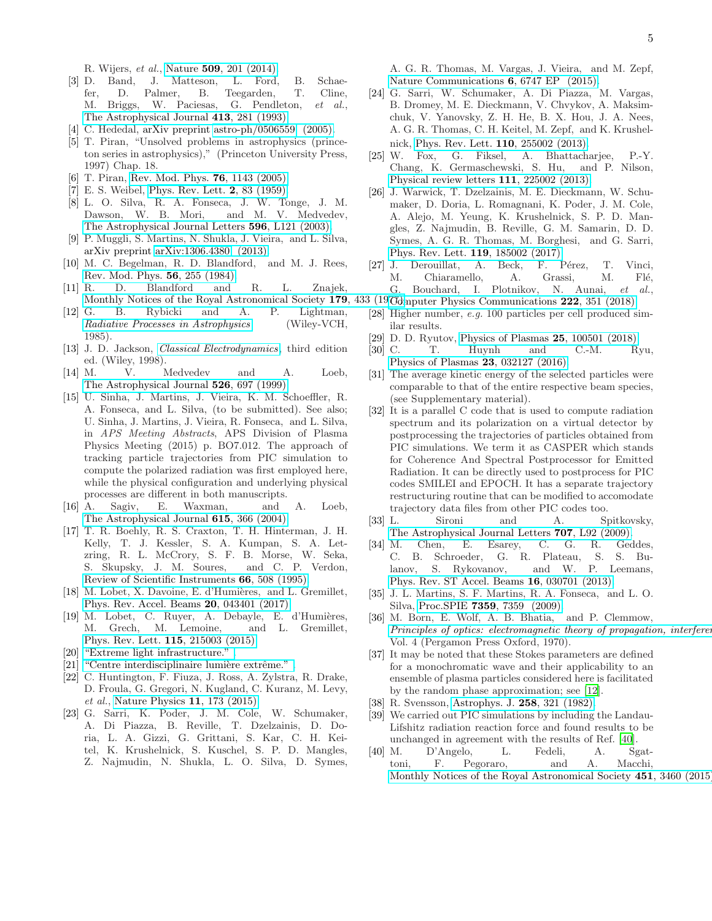R. Wijers, *et al.*, Nature **509**, 201 (2014).

[3] D. Band, J. Matteson, L. Ford, B. Schaefer, D. Palmer, B. Teegarden, T. Cline, M. Briggs, W. Paciesas, G. Pendleton, *et al.*, The Astrophysical Journal **413**, 281 (1993).

[4] C. Hededal, arXiv preprint astro-ph/0506559 (2005).

[5] T. Piran, "Unsolved problems in astrophysics (princeton series in astrophysics)," (Princeton University Press, 1997) Chap. 18.

[6] T. Piran, Rev. Mod. Phys. **76**, 1143 (2005).

[7] E. S. Weibel, Phys. Rev. Lett. **2**, 83 (1959).

[8] L. O. Silva, R. A. Fonseca, J. W. Tonge, J. M. Dawson, W. B. Mori, and M. V. Medvedev, The Astrophysical Journal Letters **596**, L121 (2003).

[9] P. Muggli, S. Martins, N. Shukla, J. Vieira, and L. Silva, arXiv preprint arXiv:1306.4380 (2013).

[10] M. C. Begelman, R. D. Blandford, and M. J. Rees, Rev. Mod. Phys. **56**, 255 (1984).

[11] R. D. Blandford and R. L. Znajek, Monthly Notices of the Royal Astronomical Society **179**, 433 (1977).

[12] G. B. Rybicki and A. P. Lightman, *Radiative Processes in Astrophysics* (Wiley-VCH, 1985).

[13] J. D. Jackson, *Classical Electrodynamics*, third edition ed. (Wiley, 1998).

[14] M. V. Medvedev and A. Loeb, The Astrophysical Journal **526**, 697 (1999).

[15] U. Sinha, J. Martins, J. Vieira, K. M. Schoeffler, R. A. Fonseca, and L. Silva, (to be submitted). See also; U. Sinha, J. Martins, J. Vieira, R. Fonseca, and L. Silva, in *APS Meeting Abstracts*, APS Division of Plasma Physics Meeting (2015) p. BO7.012. The approach of tracking particle trajectories from PIC simulation to compute the polarized radiation was first employed here, while the physical configuration and underlying physical processes are different in both manuscripts.

[16] A. Sagiv, E. Waxman, and A. Loeb, The Astrophysical Journal **615**, 366 (2004).

[17] T. R. Boehly, R. S. Craxton, T. H. Hinterman, J. H. Kelly, T. J. Kessler, S. A. Kumpan, S. A. Letzring, R. L. McCrory, S. F. B. Morse, W. Seka, S. Skupsky, J. M. Soures, and C. P. Verdon, Review of Scientific Instruments **66**, 508 (1995).

[18] M. Lobet, X. Davoine, E. d'Humières, and L. Gremillet, Phys. Rev. Accel. Beams **20**, 043401 (2017).

[19] M. Lobet, C. Ruyer, A. Debayle, E. d'Humières, M. Grech, M. Lemoine, and L. Gremillet, Phys. Rev. Lett. **115**, 215003 (2015).

[20] "Extreme light infrastructure.".

[21] "Centre interdisciplinaire lumière extrême.".

[22] C. Huntington, F. Fiuza, J. Ross, A. Zylstra, R. Drake, D. Froula, G. Gregori, N. Kugland, C. Kuranz, M. Levy, *et al.*, Nature Physics **11**, 173 (2015).

[23] G. Sarri, K. Poder, J. M. Cole, W. Schumaker, A. Di Piazza, B. Reville, T. Dzelzainis, D. Doria, L. A. Gizzi, G. Grittani, S. Kar, C. H. Keitel, K. Krushelnick, S. Kuschel, S. P. D. Mangles, Z. Najmudin, N. Shukla, L. O. Silva, D. Symes, A. G. R. Thomas, M. Vargas, J. Vieira, and M. Zepf, Nature Communications **6**, 6747 EP (2015).

[24] G. Sarri, W. Schumaker, A. Di Piazza, M. Vargas, B. Dromey, M. E. Dieckmann, V. Chvykov, A. Maksimchuk, V. Yanovsky, Z. H. He, B. X. Hou, J. A. Nees, A. G. R. Thomas, C. H. Keitel, M. Zepf, and K. Krushelnick, Phys. Rev. Lett. **110**, 255002 (2013).

[25] W. Fox, G. Fiksel, A. Bhattacharjee, P.-Y. Chang, K. Germaschewski, S. Hu, and P. Nilson, Physical review letters **111**, 225002 (2013).

[26] J. Warwick, T. Dzelzainis, M. E. Dieckmann, W. Schumaker, D. Doria, L. Romagnani, K. Poder, J. M. Cole, A. Alejo, M. Yeung, K. Krushelnick, S. P. D. Mangles, Z. Najmudin, B. Reville, G. M. Samarin, D. D. Symes, A. G. R. Thomas, M. Borghesi, and G. Sarri, Phys. Rev. Lett. **119**, 185002 (2017).

[27] J. Derouillat, A. Beck, F. Pérez, T. Vinci, M. Chiaramello, A. Grassi, M. Flé, G. Bouchard, I. Plotnikov, N. Aunai, *et al.*, Computer Physics Communications **222**, 351 (2018).

[28] Higher number, *e.g.* 100 particles per cell produced similar results.

[29] D. D. Ryutov, Physics of Plasmas **25**, 100501 (2018).

[30] C. T. Huynh and C.-M. Ryu, Physics of Plasmas **23**, 032127 (2016).

[31] The average kinetic energy of the selected particles were comparable to that of the entire respective beam species, (see Supplementary material).

[32] It is a parallel C code that is used to compute radiation spectrum and its polarization on a virtual detector by postprocessing the trajectories of particles obtained from PIC simulations. We term it as CASPER which stands for Coherence And Spectral Postprocessor for Emitted Radiation. It can be directly used to postprocess for PIC codes SMILEI and EPOCH. It has a separate trajectory restructuring routine that can be modified to accomodate trajectory data files from other PIC codes too.

[33] L. Sironi and A. Spitkovsky, The Astrophysical Journal Letters **707**, L92 (2009).

[34] M. Chen, E. Esarey, C. G. R. Geddes, C. B. Schroeder, G. R. Plateau, S. S. Bulanov, S. Rykovanov, and W. P. Leemans, Phys. Rev. ST Accel. Beams **16**, 030701 (2013).

[35] J. L. Martins, S. F. Martins, R. A. Fonseca, and L. O. Silva, Proc.SPIE **7359**, 7359 (2009).

[36] M. Born, E. Wolf, A. B. Bhatia, and P. Clemmow, *Principles of optics: electromagnetic theory of propagation, interference* Vol. 4 (Pergamon Press Oxford, 1970).

[37] It may be noted that these Stokes parameters are defined for a monochromatic wave and their applicability to an ensemble of plasma particles considered here is facilitated by the random phase approximation; see [12].

[38] R. Svensson, Astrophys. J. **258**, 321 (1982).

[39] We carried out PIC simulations by including the Landau-Lifshitz radiation reaction force and found results to be unchanged in agreement with the results of Ref. [40].

[40] M. D'Angelo, L. Fedeli, A. Sgattoni, F. Pegoraro, and A. Macchi, Monthly Notices of the Royal Astronomical Society **451**, 3460 (2015).